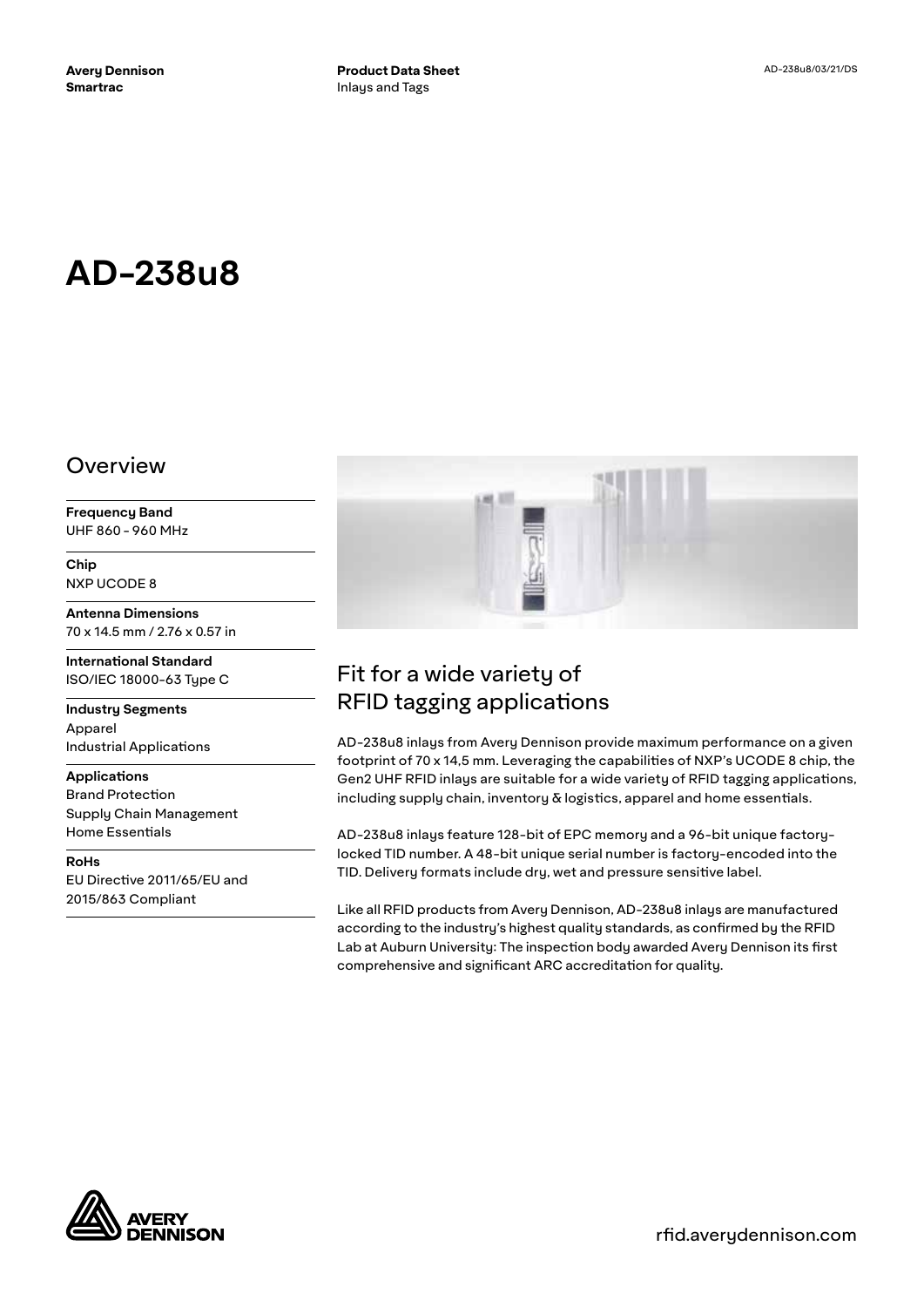Avery Dennison
Smartrac

**Product Data Sheet**
Inlays and Tags

AD-238u8/03/21/DS

# AD-238u8

## Overview

**Frequency Band**
UHF 860 - 960 MHz

**Chip**
NXP UCODE 8

**Antenna Dimensions**
70 x 14.5 mm / 2.76 x 0.57 in

**International Standard**
ISO/IEC 18000-63 Type C

**Industry Segments**
Apparel
Industrial Applications

**Applications**
Brand Protection
Supply Chain Management
Home Essentials

**RoHs**
EU Directive 2011/65/EU and 2015/863 Compliant

## Fit for a wide variety of RFID tagging applications

AD-238u8 inlays from Avery Dennison provide maximum performance on a given footprint of 70 x 14,5 mm. Leveraging the capabilities of NXP's UCODE 8 chip, the Gen2 UHF RFID inlays are suitable for a wide variety of RFID tagging applications, including supply chain, inventory & logistics, apparel and home essentials.

AD-238u8 inlays feature 128-bit of EPC memory and a 96-bit unique factory-locked TID number. A 48-bit unique serial number is factory-encoded into the TID. Delivery formats include dry, wet and pressure sensitive label.

Like all RFID products from Avery Dennison, AD-238u8 inlays are manufactured according to the industry's highest quality standards, as confirmed by the RFID Lab at Auburn University: The inspection body awarded Avery Dennison its first comprehensive and significant ARC accreditation for quality.

rfid.averydennison.com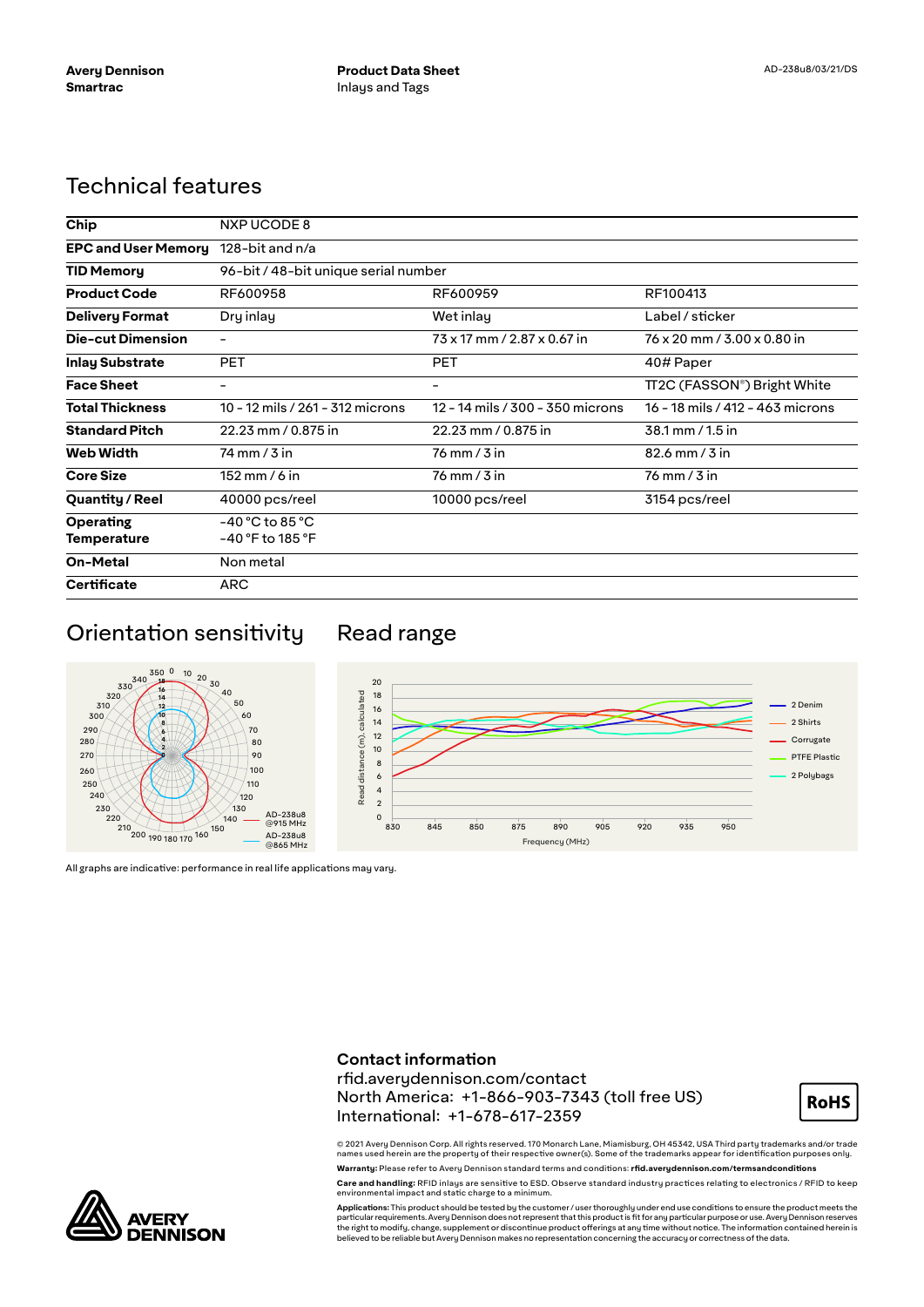## Technical features

| | | | |
|---|---|---|---|
| **Chip** | NXP UCODE 8 | | |
| **EPC and User Memory** | 128-bit and n/a | | |
| **TID Memory** | 96-bit / 48-bit unique serial number | | |
| **Product Code** | RF600958 | RF600959 | RF100413 |
| **Delivery Format** | Dry inlay | Wet inlay | Label / sticker |
| **Die-cut Dimension** | – | 73 x 17 mm / 2.87 x 0.67 in | 76 x 20 mm / 3.00 x 0.80 in |
| **Inlay Substrate** | PET | PET | 40# Paper |
| **Face Sheet** | – | – | TT2C (FASSON®) Bright White |
| **Total Thickness** | 10 - 12 mils / 261 - 312 microns | 12 - 14 mils / 300 - 350 microns | 16 - 18 mils / 412 - 463 microns |
| **Standard Pitch** | 22.23 mm / 0.875 in | 22.23 mm / 0.875 in | 38.1 mm / 1.5 in |
| **Web Width** | 74 mm / 3 in | 76 mm / 3 in | 82.6 mm / 3 in |
| **Core Size** | 152 mm / 6 in | 76 mm / 3 in | 76 mm / 3 in |
| **Quantity / Reel** | 40000 pcs/reel | 10000 pcs/reel | 3154 pcs/reel |
| **Operating Temperature** | -40 °C to 85 °C<br>-40 °F to 185 °F | | |
| **On-Metal** | Non metal | | |
| **Certificate** | ARC | | |

## Orientation sensitivity

AD-238u8 @915 MHz
AD-238u8 @865 MHz

## Read range

Read distance (m), calculated
Frequency (MHz)
830 845 850 875 890 905 920 935 950

2 Denim
2 Shirts
Corrugate
PTFE Plastic
2 Polybags

All graphs are indicative: performance in real life applications may vary.

**Contact information**
rfid.averydennison.com/contact
North America: +1-866-903-7343 (toll free US)
International: +1-678-617-2359

RoHS

© 2021 Avery Dennison Corp. All rights reserved. 170 Monarch Lane, Miamisburg, OH 45342, USA Third party trademarks and/or trade names used herein are the property of their respective owner(s). Some of the trademarks appear for identification purposes only.

**Warranty:** Please refer to Avery Dennison standard terms and conditions: **rfid.averydennison.com/termsandconditions**

**Care and handling:** RFID inlays are sensitive to ESD. Observe standard industry practices relating to electronics / RFID to keep environmental impact and static charge to a minimum.

**Applications:** This product should be tested by the customer / user thoroughly under end use conditions to ensure the product meets the particular requirements. Avery Dennison does not represent that this product is fit for any particular purpose or use. Avery Dennison reserves the right to modify, change, supplement or discontinue product offerings at any time without notice. The information contained herein is believed to be reliable but Avery Dennison makes no representation concerning the accuracy or correctness of the data.

AVERY DENNISON